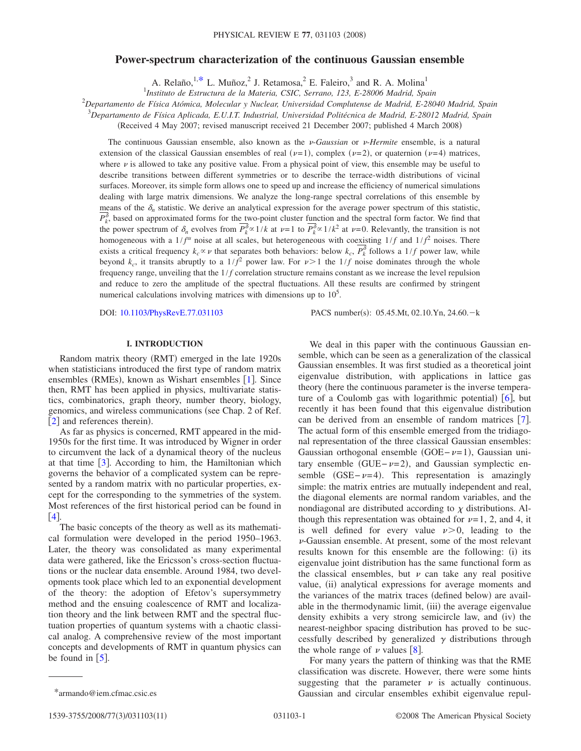# Power-spectrum characterization of the continuous Gaussian ensemble

A. Relaño,[1,*] L. Muñoz,[2] J. Retamosa,[2] E. Faleiro,[3] and R. A. Molina[1]

[1]*Instituto de Estructura de la Materia, CSIC, Serrano, 123, E-28006 Madrid, Spain*

[2]*Departamento de Física Atómica, Molecular y Nuclear, Universidad Complutense de Madrid, E-28040 Madrid, Spain*

[3]*Departamento de Física Aplicada, E.U.I.T. Industrial, Universidad Politécnica de Madrid, E-28012 Madrid, Spain*

(Received 4 May 2007; revised manuscript received 21 December 2007; published 4 March 2008)

The continuous Gaussian ensemble, also known as the *ν-Gaussian* or *ν-Hermite* ensemble, is a natural extension of the classical Gaussian ensembles of real ($\nu=1$), complex ($\nu=2$), or quaternion ($\nu=4$) matrices, where $\nu$ is allowed to take any positive value. From a physical point of view, this ensemble may be useful to describe transitions between different symmetries or to describe the terrace-width distributions of vicinal surfaces. Moreover, its simple form allows one to speed up and increase the efficiency of numerical simulations dealing with large matrix dimensions. We analyze the long-range spectral correlations of this ensemble by means of the $\delta_n$ statistic. We derive an analytical expression for the average power spectrum of this statistic, $\overline{P_k^\delta}$, based on approximated forms for the two-point cluster function and the spectral form factor. We find that the power spectrum of $\delta_n$ evolves from $\overline{P_k^\delta} \propto 1/k$ at $\nu=1$ to $\overline{P_k^\delta} \propto 1/k^2$ at $\nu=0$. Relevantly, the transition is not homogeneous with a $1/f^\alpha$ noise at all scales, but heterogeneous with coexisting $1/f$ and $1/f^2$ noises. There exists a critical frequency $k_c \propto \nu$ that separates both behaviors: below $k_c$, $\overline{P_k^\delta}$ follows a $1/f$ power law, while beyond $k_c$, it transits abruptly to a $1/f^2$ power law. For $\nu>1$ the $1/f$ noise dominates through the whole frequency range, unveiling that the $1/f$ correlation structure remains constant as we increase the level repulsion and reduce to zero the amplitude of the spectral fluctuations. All these results are confirmed by stringent numerical calculations involving matrices with dimensions up to $10^5$.

DOI: 10.1103/PhysRevE.77.031103 PACS number(s): 05.45.Mt, 02.10.Yn, 24.60.−k

## I. INTRODUCTION

Random matrix theory (RMT) emerged in the late 1920s when statisticians introduced the first type of random matrix ensembles (RMEs), known as Wishart ensembles [1]. Since then, RMT has been applied in physics, multivariate statistics, combinatorics, graph theory, number theory, biology, genomics, and wireless communications (see Chap. 2 of Ref. [2] and references therein).

As far as physics is concerned, RMT appeared in the mid-1950s for the first time. It was introduced by Wigner in order to circumvent the lack of a dynamical theory of the nucleus at that time [3]. According to him, the Hamiltonian which governs the behavior of a complicated system can be represented by a random matrix with no particular properties, except for the corresponding to the symmetries of the system. Most references of the first historical period can be found in [4].

The basic concepts of the theory as well as its mathematical formulation were developed in the period 1950–1963. Later, the theory was consolidated as many experimental data were gathered, like the Ericsson's cross-section fluctuations or the nuclear data ensemble. Around 1984, two developments took place which led to an exponential development of the theory: the adoption of Efetov's supersymmetry method and the ensuing coalescence of RMT and localization theory and the link between RMT and the spectral fluctuation properties of quantum systems with a chaotic classical analog. A comprehensive review of the most important concepts and developments of RMT in quantum physics can be found in [5].

We deal in this paper with the continuous Gaussian ensemble, which can be seen as a generalization of the classical Gaussian ensembles. It was first studied as a theoretical joint eigenvalue distribution, with applications in lattice gas theory (here the continuous parameter is the inverse temperature of a Coulomb gas with logarithmic potential) [6], but recently it has been found that this eigenvalue distribution can be derived from an ensemble of random matrices [7]. The actual form of this ensemble emerged from the tridiagonal representation of the three classical Gaussian ensembles: Gaussian orthogonal ensemble (GOE−$\nu=1$), Gaussian unitary ensemble (GUE−$\nu=2$), and Gaussian symplectic ensemble (GSE−$\nu=4$). This representation is amazingly simple: the matrix entries are mutually independent and real, the diagonal elements are normal random variables, and the nondiagonal are distributed according to $\chi$ distributions. Although this representation was obtained for $\nu=1$, 2, and 4, it is well defined for every value $\nu>0$, leading to the $\nu$-Gaussian ensemble. At present, some of the most relevant results known for this ensemble are the following: (i) its eigenvalue joint distribution has the same functional form as the classical ensembles, but $\nu$ can take any real positive value, (ii) analytical expressions for average moments and the variances of the matrix traces (defined below) are available in the thermodynamic limit, (iii) the average eigenvalue density exhibits a very strong semicircle law, and (iv) the nearest-neighbor spacing distribution has proved to be successfully described by generalized $\gamma$ distributions through the whole range of $\nu$ values [8].

For many years the pattern of thinking was that the RME classification was discrete. However, there were some hints suggesting that the parameter $\nu$ is actually continuous. Gaussian and circular ensembles exhibit eigenvalue repul-

*armando@iem.cfmac.csic.es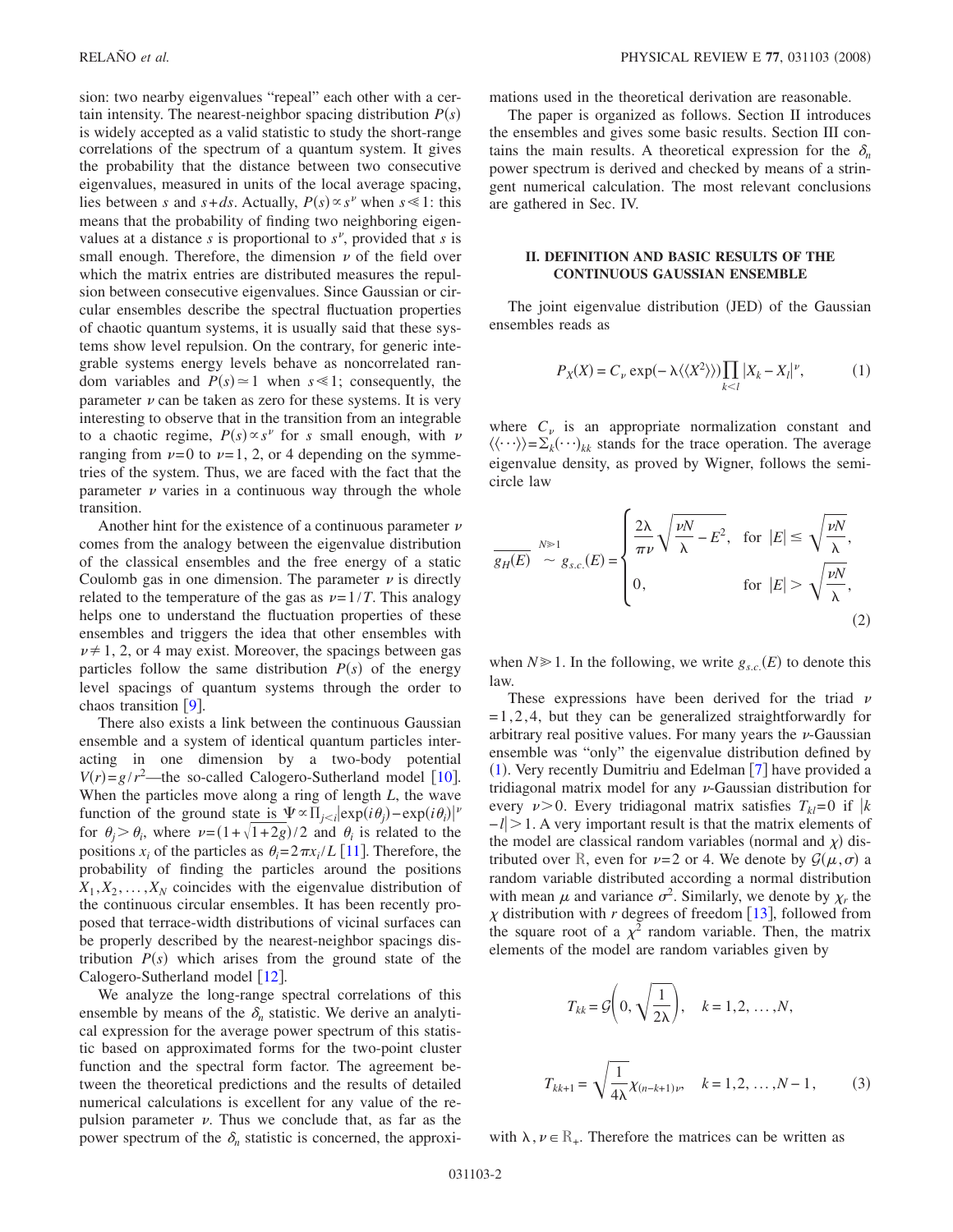sion: two nearby eigenvalues "repeal" each other with a certain intensity. The nearest-neighbor spacing distribution $P(s)$ is widely accepted as a valid statistic to study the short-range correlations of the spectrum of a quantum system. It gives the probability that the distance between two consecutive eigenvalues, measured in units of the local average spacing, lies between $s$ and $s+ds$. Actually, $P(s) \propto s^{\nu}$ when $s \ll 1$: this means that the probability of finding two neighboring eigenvalues at a distance $s$ is proportional to $s^{\nu}$, provided that $s$ is small enough. Therefore, the dimension $\nu$ of the field over which the matrix entries are distributed measures the repulsion between consecutive eigenvalues. Since Gaussian or circular ensembles describe the spectral fluctuation properties of chaotic quantum systems, it is usually said that these systems show level repulsion. On the contrary, for generic integrable systems energy levels behave as noncorrelated random variables and $P(s) \simeq 1$ when $s \ll 1$; consequently, the parameter $\nu$ can be taken as zero for these systems. It is very interesting to observe that in the transition from an integrable to a chaotic regime, $P(s) \propto s^{\nu}$ for $s$ small enough, with $\nu$ ranging from $\nu=0$ to $\nu=1$, 2, or 4 depending on the symmetries of the system. Thus, we are faced with the fact that the parameter $\nu$ varies in a continuous way through the whole transition.

Another hint for the existence of a continuous parameter $\nu$ comes from the analogy between the eigenvalue distribution of the classical ensembles and the free energy of a static Coulomb gas in one dimension. The parameter $\nu$ is directly related to the temperature of the gas as $\nu = 1/T$. This analogy helps one to understand the fluctuation properties of these ensembles and triggers the idea that other ensembles with $\nu \neq 1$, 2, or 4 may exist. Moreover, the spacings between gas particles follow the same distribution $P(s)$ of the energy level spacings of quantum systems through the order to chaos transition [9].

There also exists a link between the continuous Gaussian ensemble and a system of identical quantum particles interacting in one dimension by a two-body potential $V(r) = g/r^2$—the so-called Calogero-Sutherland model [10]. When the particles move along a ring of length $L$, the wave function of the ground state is $\Psi \propto \prod_{j<i} |\exp(i\theta_j) - \exp(i\theta_i)|^{\nu}$ for $\theta_j > \theta_i$, where $\nu = (1+\sqrt{1+2g})/2$ and $\theta_i$ is related to the positions $x_i$ of the particles as $\theta_i = 2\pi x_i / L$ [11]. Therefore, the probability of finding the particles around the positions $X_1, X_2, \ldots, X_N$ coincides with the eigenvalue distribution of the continuous circular ensembles. It has been recently proposed that terrace-width distributions of vicinal surfaces can be properly described by the nearest-neighbor spacings distribution $P(s)$ which arises from the ground state of the Calogero-Sutherland model [12].

We analyze the long-range spectral correlations of this ensemble by means of the $\delta_n$ statistic. We derive an analytical expression for the average power spectrum of this statistic based on approximated forms for the two-point cluster function and the spectral form factor. The agreement between the theoretical predictions and the results of detailed numerical calculations is excellent for any value of the repulsion parameter $\nu$. Thus we conclude that, as far as the power spectrum of the $\delta_n$ statistic is concerned, the approximations used in the theoretical derivation are reasonable.

The paper is organized as follows. Section II introduces the ensembles and gives some basic results. Section III contains the main results. A theoretical expression for the $\delta_n$ power spectrum is derived and checked by means of a stringent numerical calculation. The most relevant conclusions are gathered in Sec. IV.

## II. DEFINITION AND BASIC RESULTS OF THE CONTINUOUS GAUSSIAN ENSEMBLE

The joint eigenvalue distribution (JED) of the Gaussian ensembles reads as

$$P_X(X) = C_{\nu} \exp(-\lambda \langle\langle X^2 \rangle\rangle) \prod_{k<l} |X_k - X_l|^{\nu}, \tag{1}$$

where $C_{\nu}$ is an appropriate normalization constant and $\langle\langle \cdots \rangle\rangle = \sum_k (\cdots)_{kk}$ stands for the trace operation. The average eigenvalue density, as proved by Wigner, follows the semicircle law

$$\overline{g_H(E)} \overset{N\gg 1}{\sim} g_{s.c.}(E) = \begin{cases} \dfrac{2\lambda}{\pi\nu}\sqrt{\dfrac{\nu N}{\lambda} - E^2}, & \text{for } |E| \leq \sqrt{\dfrac{\nu N}{\lambda}}, \\ 0, & \text{for } |E| > \sqrt{\dfrac{\nu N}{\lambda}}, \end{cases} \tag{2}$$

when $N \gg 1$. In the following, we write $g_{s.c.}(E)$ to denote this law.

These expressions have been derived for the triad $\nu = 1, 2, 4$, but they can be generalized straightforwardly for arbitrary real positive values. For many years the $\nu$-Gaussian ensemble was "only" the eigenvalue distribution defined by (1). Very recently Dumitriu and Edelman [7] have provided a tridiagonal matrix model for any $\nu$-Gaussian distribution for every $\nu > 0$. Every tridiagonal matrix satisfies $T_{kl} = 0$ if $|k - l| > 1$. A very important result is that the matrix elements of the model are classical random variables (normal and $\chi$) distributed over $\mathbb{R}$, even for $\nu = 2$ or 4. We denote by $\mathcal{G}(\mu, \sigma)$ a random variable distributed according a normal distribution with mean $\mu$ and variance $\sigma^2$. Similarly, we denote by $\chi_r$ the $\chi$ distribution with $r$ degrees of freedom [13], followed from the square root of a $\chi^2$ random variable. Then, the matrix elements of the model are random variables given by

$$T_{kk} = \mathcal{G}\left(0, \sqrt{\frac{1}{2\lambda}}\right), \quad k = 1, 2, \ldots, N,$$

$$T_{kk+1} = \sqrt{\frac{1}{4\lambda}} \chi_{(n-k+1)\nu}, \quad k = 1, 2, \ldots, N-1, \tag{3}$$

with $\lambda, \nu \in \mathbb{R}_+$. Therefore the matrices can be written as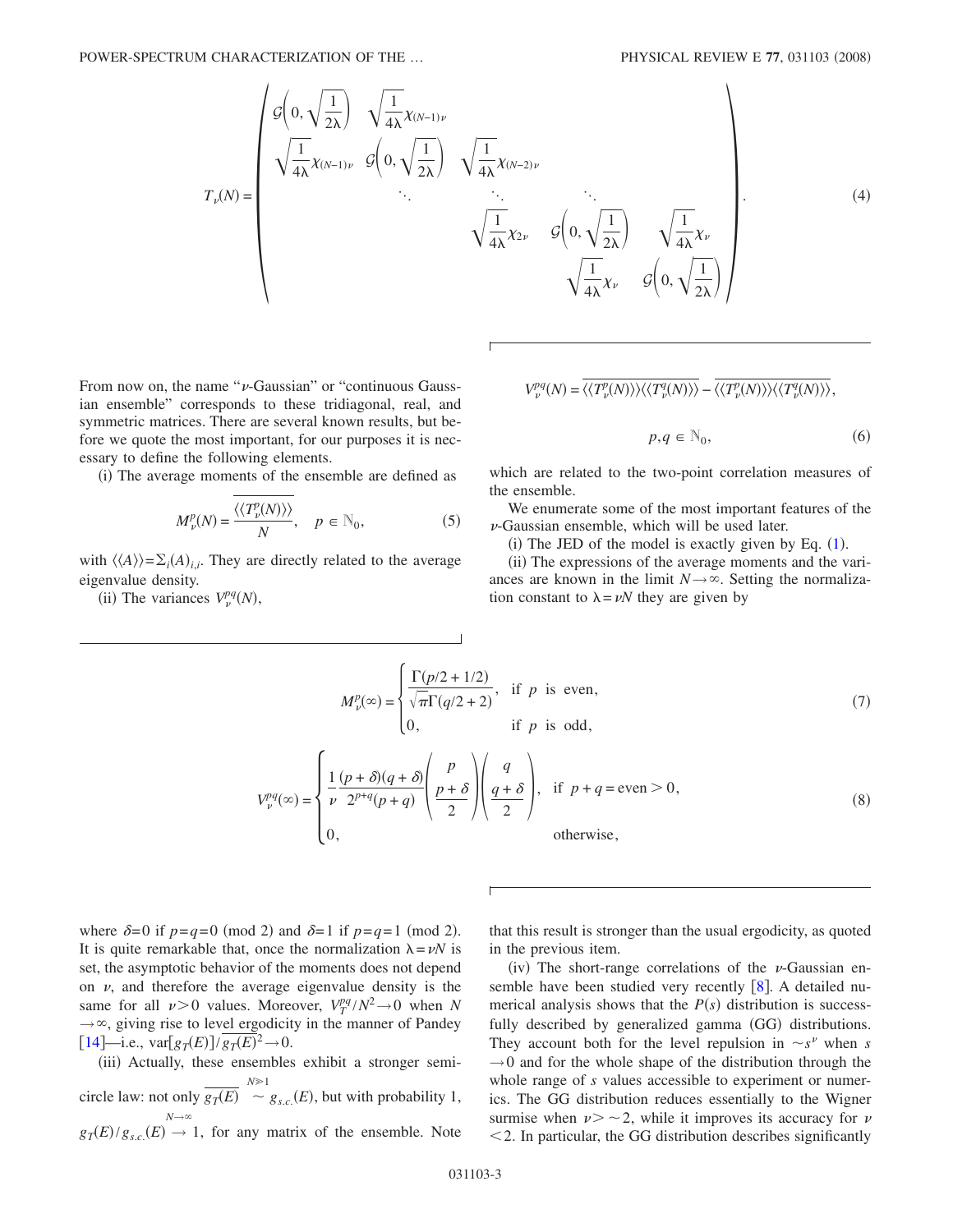$$
T_\nu(N) = \begin{pmatrix}
\mathcal{G}\left(0,\sqrt{\frac{1}{2\lambda}}\right) & \sqrt{\frac{1}{4\lambda}}\chi_{(N-1)\nu} & & & \\
\sqrt{\frac{1}{4\lambda}}\chi_{(N-1)\nu} & \mathcal{G}\left(0,\sqrt{\frac{1}{2\lambda}}\right) & \sqrt{\frac{1}{4\lambda}}\chi_{(N-2)\nu} & & \\
 & \ddots & \ddots & \ddots & \\
 & & \sqrt{\frac{1}{4\lambda}}\chi_{2\nu} & \mathcal{G}\left(0,\sqrt{\frac{1}{2\lambda}}\right) & \sqrt{\frac{1}{4\lambda}}\chi_{\nu} \\
 & & & \sqrt{\frac{1}{4\lambda}}\chi_{\nu} & \mathcal{G}\left(0,\sqrt{\frac{1}{2\lambda}}\right)
\end{pmatrix}. \tag{4}
$$

From now on, the name "$\nu$-Gaussian" or "continuous Gaussian ensemble" corresponds to these tridiagonal, real, and symmetric matrices. There are several known results, but before we quote the most important, for our purposes it is necessary to define the following elements.

(i) The average moments of the ensemble are defined as

$$
M_\nu^p(N) = \frac{\overline{\langle\langle T_\nu^p(N)\rangle\rangle}}{N}, \quad p \in \mathbb{N}_0, \tag{5}
$$

with $\langle\langle A\rangle\rangle = \Sigma_i (A)_{i,i}$. They are directly related to the average eigenvalue density.

(ii) The variances $V_\nu^{pq}(N)$,

$$
V_\nu^{pq}(N) = \overline{\langle\langle T_\nu^p(N)\rangle\rangle\langle\langle T_\nu^q(N)\rangle\rangle} - \overline{\langle\langle T_\nu^p(N)\rangle\rangle}\,\overline{\langle\langle T_\nu^q(N)\rangle\rangle},
$$

$$
p,q \in \mathbb{N}_0, \tag{6}
$$

which are related to the two-point correlation measures of the ensemble.

We enumerate some of the most important features of the $\nu$-Gaussian ensemble, which will be used later.

(i) The JED of the model is exactly given by Eq. (1).

(ii) The expressions of the average moments and the variances are known in the limit $N\to\infty$. Setting the normalization constant to $\lambda = \nu N$ they are given by

$$
M_\nu^p(\infty) = \begin{cases} \dfrac{\Gamma(p/2+1/2)}{\sqrt{\pi}\,\Gamma(q/2+2)}, & \text{if } p \text{ is even}, \\ 0, & \text{if } p \text{ is odd}, \end{cases} \tag{7}
$$

$$
V_\nu^{pq}(\infty) = \begin{cases} \dfrac{1}{\nu}\dfrac{(p+\delta)(q+\delta)}{2^{p+q}(p+q)}\begin{pmatrix} p \\ \dfrac{p+\delta}{2}\end{pmatrix}\begin{pmatrix} q \\ \dfrac{q+\delta}{2}\end{pmatrix}, & \text{if } p+q = \text{even} > 0, \\ 0, & \text{otherwise}, \end{cases} \tag{8}
$$

where $\delta=0$ if $p=q=0 \pmod 2$ and $\delta=1$ if $p=q=1 \pmod 2$. It is quite remarkable that, once the normalization $\lambda=\nu N$ is set, the asymptotic behavior of the moments does not depend on $\nu$, and therefore the average eigenvalue density is the same for all $\nu>0$ values. Moreover, $V_T^{pq}/N^2\to 0$ when $N\to\infty$, giving rise to level ergodicity in the manner of Pandey [14]—i.e., $\text{var}[g_T(E)]/\overline{g_T(E)}^2 \to 0$.

(iii) Actually, these ensembles exhibit a stronger semicircle law: not only $\overline{g_T(E)} \overset{N\gg 1}{\sim} g_{s.c.}(E)$, but with probability 1, $g_T(E)/g_{s.c.}(E) \overset{N\to\infty}{\to} 1$, for any matrix of the ensemble. Note that this result is stronger than the usual ergodicity, as quoted in the previous item.

(iv) The short-range correlations of the $\nu$-Gaussian ensemble have been studied very recently [8]. A detailed numerical analysis shows that the $P(s)$ distribution is successfully described by generalized gamma (GG) distributions. They account both for the level repulsion in $\sim s^\nu$ when $s\to 0$ and for the whole shape of the distribution through the whole range of $s$ values accessible to experiment or numerics. The GG distribution reduces essentially to the Wigner surmise when $\nu > \sim 2$, while it improves its accuracy for $\nu < 2$. In particular, the GG distribution describes significantly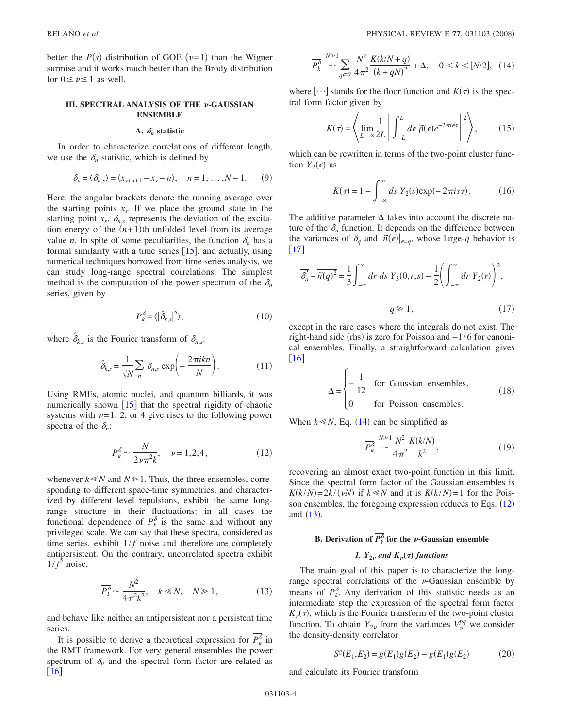better the $P(s)$ distribution of GOE ($\nu=1$) than the Wigner surmise and it works much better than the Brody distribution for $0 \leq \nu \leq 1$ as well.

## III. SPECTRAL ANALYSIS OF THE $\nu$-GAUSSIAN ENSEMBLE

### A. $\delta_n$ statistic

In order to characterize correlations of different length, we use the $\delta_n$ statistic, which is defined by

$$\delta_n = \langle \delta_{n,s} \rangle = \langle x_{s+n+1} - x_s - n \rangle, \quad n = 1, \ldots, N-1. \tag{9}$$

Here, the angular brackets denote the running average over the starting points $x_s$. If we place the ground state in the starting point $x_s$, $\delta_{n,s}$ represents the deviation of the excitation energy of the $(n+1)$th unfolded level from its average value $n$. In spite of some peculiarities, the function $\delta_n$ has a formal similarity with a time series [15], and actually, using numerical techniques borrowed from time series analysis, we can study long-range spectral correlations. The simplest method is the computation of the power spectrum of the $\delta_n$ series, given by

$$P_k^\delta = \langle |\hat{\delta}_{k,s}|^2 \rangle, \tag{10}$$

where $\hat{\delta}_{k,s}$ is the Fourier transform of $\delta_{n,s}$:

$$\hat{\delta}_{k,s} = \frac{1}{\sqrt{N}} \sum_n \delta_{n,s} \exp\left( -\frac{2\pi i k n}{N} \right). \tag{11}$$

Using RMEs, atomic nuclei, and quantum billiards, it was numerically shown [15] that the spectral rigidity of chaotic systems with $\nu = 1$, 2, or 4 give rises to the following power spectra of the $\delta_n$:

$$\overline{P_k^\delta} \sim \frac{N}{2\nu\pi^2 k}, \quad \nu = 1,2,4, \tag{12}$$

whenever $k \ll N$ and $N \gg 1$. Thus, the three ensembles, corresponding to different space-time symmetries, and characterized by different level repulsions, exhibit the same long-range structure in their fluctuations: in all cases the functional dependence of $\overline{P_k^\delta}$ is the same and without any privileged scale. We can say that these spectra, considered as time series, exhibit $1/f$ noise and therefore are completely antipersistent. On the contrary, uncorrelated spectra exhibit $1/f^2$ noise,

$$\overline{P_k^\delta} \sim \frac{N^2}{4\pi^2 k^2}, \quad k \ll N, \quad N \gg 1, \tag{13}$$

and behave like neither an antipersistent nor a persistent time series.

It is possible to derive a theoretical expression for $\overline{P_k^\delta}$ in the RMT framework. For very general ensembles the power spectrum of $\delta_n$ and the spectral form factor are related as [16]

$$\overline{P_k^\delta} \overset{N \gg 1}{\sim} \sum_{q \in \mathbb{Z}} \frac{N^2}{4\pi^2} \frac{K(k/N+q)}{(k+qN)^2} + \Delta, \quad 0 < k < \lfloor N/2 \rfloor, \tag{14}$$

where $\lfloor \cdots \rfloor$ stands for the floor function and $K(\tau)$ is the spectral form factor given by

$$K(\tau) = \left\langle \lim_{L \to \infty} \frac{1}{2L} \left| \int_{-L}^{L} d\epsilon \, \tilde{\rho}(\epsilon) e^{-2\pi i \epsilon \tau} \right|^2 \right\rangle, \tag{15}$$

which can be rewritten in terms of the two-point cluster function $Y_2(\epsilon)$ as

$$K(\tau) = 1 - \int_{-\infty}^{\infty} ds \, Y_2(s) \exp(-2\pi i s \tau). \tag{16}$$

The additive parameter $\Delta$ takes into account the discrete nature of the $\delta_n$ function. It depends on the difference between the variances of $\delta_q$ and $\tilde{n}(\epsilon)|_{\epsilon=q}$, whose large-$q$ behavior is [17]

$$\overline{\delta_q^2} - \overline{\tilde{n}(q)^2} = \frac{1}{3} \int_{-\infty}^{\infty} dr \, ds \, Y_3(0,r,s) - \frac{1}{2} \left( \int_{-\infty}^{\infty} dr \, Y_2(r) \right)^2,$$

$$q \gg 1, \tag{17}$$

except in the rare cases where the integrals do not exist. The right-hand side (rhs) is zero for Poisson and $-1/6$ for canonical ensembles. Finally, a straightforward calculation gives [16]

$$\Delta = \begin{cases} -\dfrac{1}{12} & \text{for Gaussian ensembles,} \\ 0 & \text{for Poisson ensembles.} \end{cases} \tag{18}$$

When $k \ll N$, Eq. (14) can be simplified as

$$\overline{P_k^\delta} \overset{N \gg 1}{\sim} \frac{N^2}{4\pi^2} \frac{K(k/N)}{k^2}, \tag{19}$$

recovering an almost exact two-point function in this limit. Since the spectral form factor of the Gaussian ensembles is $K(k/N) = 2k/(\nu N)$ if $k \ll N$ and it is $K(k/N) = 1$ for the Poisson ensembles, the foregoing expression reduces to Eqs. (12) and (13).

### B. Derivation of $\overline{P_k^\delta}$ for the $\nu$-Gaussian ensemble

#### 1. $Y_{2\nu}$ and $K_\nu(\tau)$ functions

The main goal of this paper is to characterize the long-range spectral correlations of the $\nu$-Gaussian ensemble by means of $\overline{P_k^\delta}$. Any derivation of this statistic needs as an intermediate step the expression of the spectral form factor $K_\nu(\tau)$, which is the Fourier transform of the two-point cluster function. To obtain $Y_{2\nu}$ from the variances $V_\nu^{pq}$ we consider the density-density correlator

$$S^g(E_1, E_2) = \overline{g(E_1) g(E_2)} - \overline{g(E_1)} \, \overline{g(E_2)} \tag{20}$$

and calculate its Fourier transform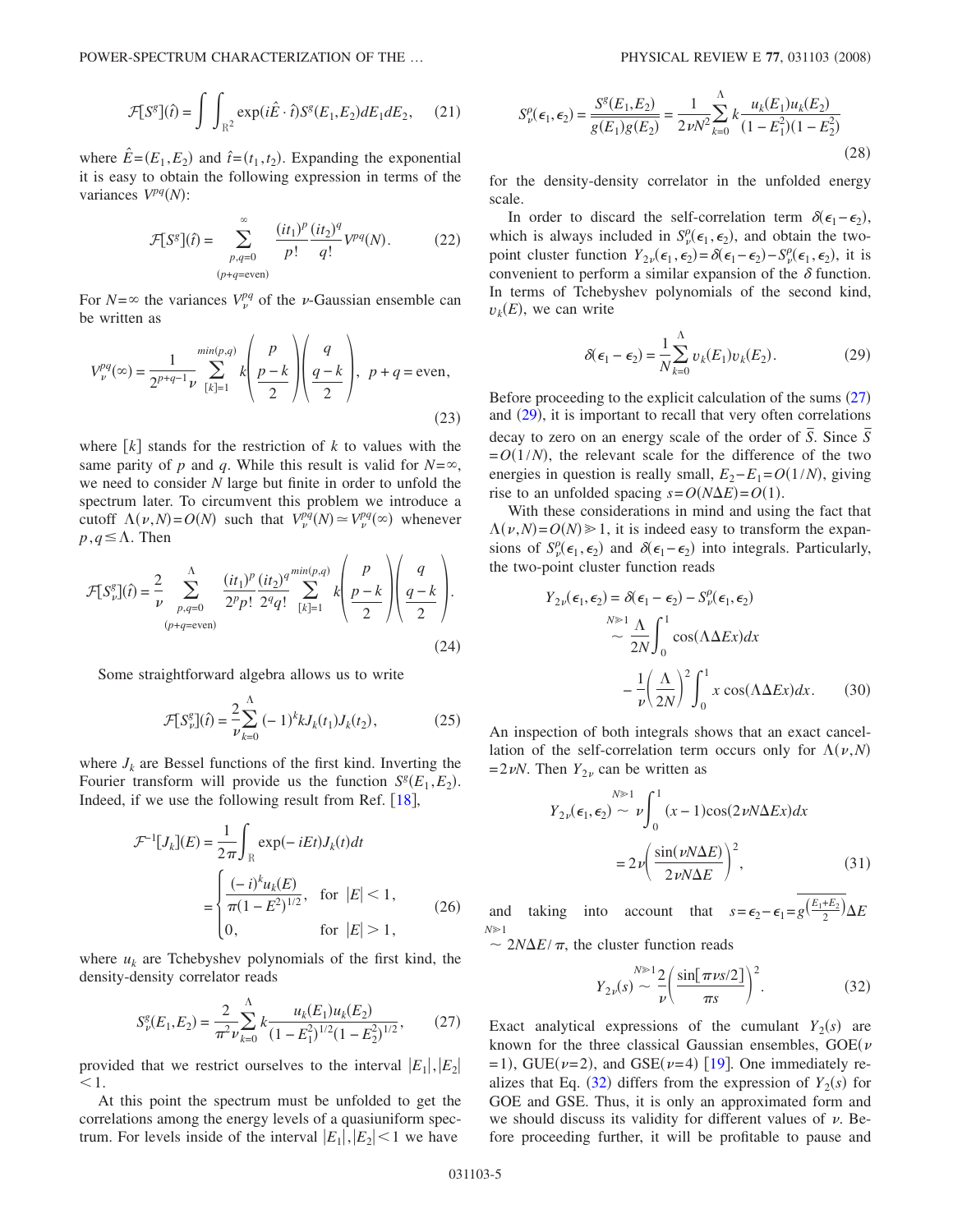$$\mathcal{F}[S^g](\hat{t}) = \int\int_{\mathbb{R}^2} \exp(i\hat{E}\cdot\hat{t}) S^g(E_1,E_2)dE_1dE_2, \quad (21)$$

where $\hat{E}=(E_1,E_2)$ and $\hat{t}=(t_1,t_2)$. Expanding the exponential it is easy to obtain the following expression in terms of the variances $V^{pq}(N)$:

$$\mathcal{F}[S^g](\hat{t}) = \sum_{\substack{p,q=0 \\ (p+q=\text{even})}}^{\infty} \frac{(it_1)^p}{p!}\frac{(it_2)^q}{q!} V^{pq}(N). \quad (22)$$

For $N=\infty$ the variances $V_\nu^{pq}$ of the $\nu$-Gaussian ensemble can be written as

$$V_\nu^{pq}(\infty) = \frac{1}{2^{p+q-1}\nu}\sum_{[k]=1}^{min(p,q)} k\binom{p}{\frac{p-k}{2}}\binom{q}{\frac{q-k}{2}}, \quad p+q=\text{even}, \quad (23)$$

where $[k]$ stands for the restriction of $k$ to values with the same parity of $p$ and $q$. While this result is valid for $N=\infty$, we need to consider $N$ large but finite in order to unfold the spectrum later. To circumvent this problem we introduce a cutoff $\Lambda(\nu,N)=O(N)$ such that $V_\nu^{pq}(N)\simeq V_\nu^{pq}(\infty)$ whenever $p,q\leq\Lambda$. Then

$$\mathcal{F}[S_\nu^g](\hat{t}) = \frac{2}{\nu}\sum_{\substack{p,q=0 \\ (p+q=\text{even})}}^{\Lambda} \frac{(it_1)^p}{2^p p!}\frac{(it_2)^q}{2^q q!}\sum_{[k]=1}^{min(p,q)} k\binom{p}{\frac{p-k}{2}}\binom{q}{\frac{q-k}{2}}. \quad (24)$$

Some straightforward algebra allows us to write

$$\mathcal{F}[S_\nu^g](\hat{t}) = \frac{2}{\nu}\sum_{k=0}^{\Lambda}(-1)^k k J_k(t_1)J_k(t_2), \quad (25)$$

where $J_k$ are Bessel functions of the first kind. Inverting the Fourier transform will provide us the function $S^g(E_1,E_2)$. Indeed, if we use the following result from Ref. [18],

$$\mathcal{F}^{-1}[J_k](E) = \frac{1}{2\pi}\int_{\mathbb{R}}\exp(-iEt)J_k(t)dt = \begin{cases} \dfrac{(-i)^k u_k(E)}{\pi(1-E^2)^{1/2}}, & \text{for } |E|<1, \\ 0, & \text{for } |E|>1, \end{cases} \quad (26)$$

where $u_k$ are Tchebyshev polynomials of the first kind, the density-density correlator reads

$$S_\nu^g(E_1,E_2) = \frac{2}{\pi^2\nu}\sum_{k=0}^{\Lambda} k\frac{u_k(E_1)u_k(E_2)}{(1-E_1^2)^{1/2}(1-E_2^2)^{1/2}}, \quad (27)$$

provided that we restrict ourselves to the interval $|E_1|,|E_2|<1$.

At this point the spectrum must be unfolded to get the correlations among the energy levels of a quasiuniform spectrum. For levels inside of the interval $|E_1|,|E_2|<1$ we have

$$S_\nu^\rho(\epsilon_1,\epsilon_2) = \frac{S^g(E_1,E_2)}{g(E_1)g(E_2)} = \frac{1}{2\nu N^2}\sum_{k=0}^{\Lambda} k\frac{u_k(E_1)u_k(E_2)}{(1-E_1^2)(1-E_2^2)} \quad (28)$$

for the density-density correlator in the unfolded energy scale.

In order to discard the self-correlation term $\delta(\epsilon_1-\epsilon_2)$, which is always included in $S_\nu^\rho(\epsilon_1,\epsilon_2)$, and obtain the two-point cluster function $Y_{2\nu}(\epsilon_1,\epsilon_2)=\delta(\epsilon_1-\epsilon_2)-S_\nu^\rho(\epsilon_1,\epsilon_2)$, it is convenient to perform a similar expansion of the $\delta$ function. In terms of Tchebyshev polynomials of the second kind, $v_k(E)$, we can write

$$\delta(\epsilon_1-\epsilon_2) = \frac{1}{N}\sum_{k=0}^{\Lambda} v_k(E_1)v_k(E_2). \quad (29)$$

Before proceeding to the explicit calculation of the sums (27) and (29), it is important to recall that very often correlations decay to zero on an energy scale of the order of $\bar{S}$. Since $\bar{S}=O(1/N)$, the relevant scale for the difference of the two energies in question is really small, $E_2-E_1=O(1/N)$, giving rise to an unfolded spacing $s=O(N\Delta E)=O(1)$.

With these considerations in mind and using the fact that $\Lambda(\nu,N)=O(N)\gg 1$, it is indeed easy to transform the expansions of $S_\nu^\rho(\epsilon_1,\epsilon_2)$ and $\delta(\epsilon_1-\epsilon_2)$ into integrals. Particularly, the two-point cluster function reads

$$Y_{2\nu}(\epsilon_1,\epsilon_2) = \delta(\epsilon_1-\epsilon_2) - S_\nu^\rho(\epsilon_1,\epsilon_2) \overset{N\gg1}{\sim} \frac{\Lambda}{2N}\int_0^1\cos(\Lambda\Delta Ex)dx - \frac{1}{\nu}\left(\frac{\Lambda}{2N}\right)^2\int_0^1 x\cos(\Lambda\Delta Ex)dx. \quad (30)$$

An inspection of both integrals shows that an exact cancellation of the self-correlation term occurs only for $\Lambda(\nu,N)=2\nu N$. Then $Y_{2\nu}$ can be written as

$$Y_{2\nu}(\epsilon_1,\epsilon_2) \overset{N\gg1}{\sim} \nu\int_0^1(x-1)\cos(2\nu N\Delta Ex)dx = 2\nu\left(\frac{\sin(\nu N\Delta E)}{2\nu N\Delta E}\right)^2, \quad (31)$$

and taking into account that $s=\epsilon_2-\epsilon_1=\overline{g\left(\frac{E_1+E_2}{2}\right)}\Delta E \overset{N\gg1}{\sim} 2N\Delta E/\pi$, the cluster function reads

$$Y_{2\nu}(s) \overset{N\gg1}{\sim} \frac{2}{\nu}\left(\frac{\sin[\pi\nu s/2]}{\pi s}\right)^2. \quad (32)$$

Exact analytical expressions of the cumulant $Y_2(s)$ are known for the three classical Gaussian ensembles, GOE($\nu=1$), GUE($\nu=2$), and GSE($\nu=4$) [19]. One immediately realizes that Eq. (32) differs from the expression of $Y_2(s)$ for GOE and GSE. Thus, it is only an approximated form and we should discuss its validity for different values of $\nu$. Before proceeding further, it will be profitable to pause and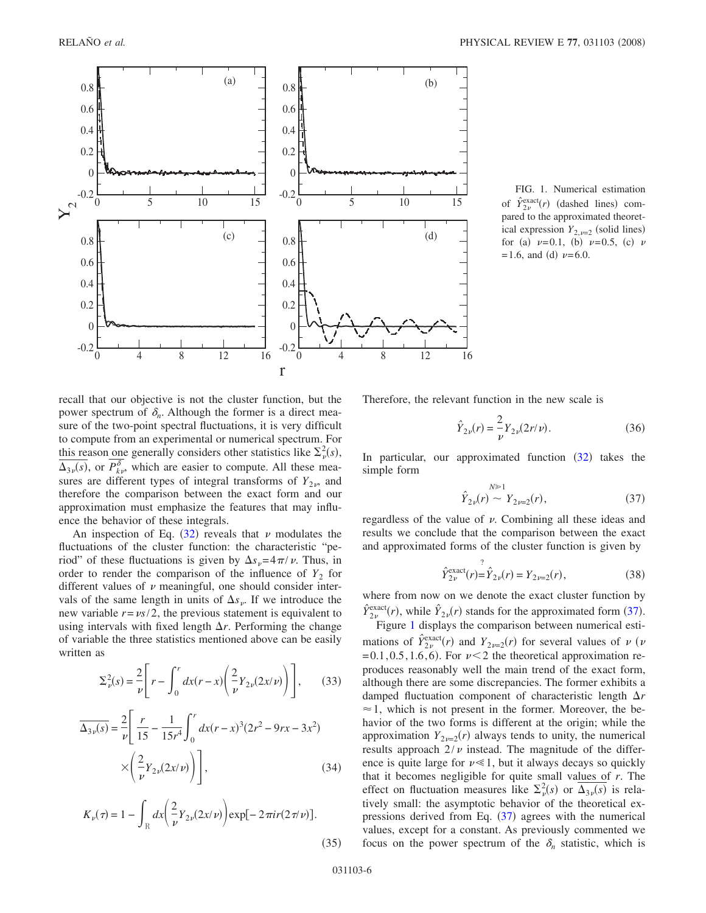FIG. 1. Numerical estimation of $\hat{Y}_{2\nu}^{\text{exact}}(r)$ (dashed lines) compared to the approximated theoretical expression $Y_{2,\nu=2}$ (solid lines) for (a) $\nu=0.1$, (b) $\nu=0.5$, (c) $\nu=1.6$, and (d) $\nu=6.0$.

recall that our objective is not the cluster function, but the power spectrum of $\delta_n$. Although the former is a direct measure of the two-point spectral fluctuations, it is very difficult to compute from an experimental or numerical spectrum. For this reason one generally considers other statistics like $\Sigma_\nu^2(s)$, $\overline{\Delta_{3\nu}(s)}$, or $\overline{P_{k\nu}^{\delta}}$, which are easier to compute. All these measures are different types of integral transforms of $Y_{2\nu}$, and therefore the comparison between the exact form and our approximation must emphasize the features that may influence the behavior of these integrals.

An inspection of Eq. (32) reveals that $\nu$ modulates the fluctuations of the cluster function: the characteristic "period" of these fluctuations is given by $\Delta s_\nu = 4\pi/\nu$. Thus, in order to render the comparison of the influence of $Y_2$ for different values of $\nu$ meaningful, one should consider intervals of the same length in units of $\Delta s_\nu$. If we introduce the new variable $r=\nu s/2$, the previous statement is equivalent to using intervals with fixed length $\Delta r$. Performing the change of variable the three statistics mentioned above can be easily written as

$$\Sigma_\nu^2(s) = \frac{2}{\nu}\left[ r - \int_0^r dx (r-x)\left(\frac{2}{\nu}Y_{2\nu}(2x/\nu)\right)\right], \tag{33}$$

$$\overline{\Delta_{3\nu}(s)} = \frac{2}{\nu}\left[ \frac{r}{15} - \frac{1}{15 r^4}\int_0^r dx (r-x)^3(2r^2-9rx-3x^2) \times \left(\frac{2}{\nu}Y_{2\nu}(2x/\nu)\right)\right], \tag{34}$$

$$K_\nu(\tau) = 1 - \int_{\mathbb{R}} dx \left(\frac{2}{\nu}Y_{2\nu}(2x/\nu)\right)\exp[-2\pi i r(2\tau/\nu)]. \tag{35}$$

Therefore, the relevant function in the new scale is

$$\hat{Y}_{2\nu}(r) = \frac{2}{\nu}Y_{2\nu}(2r/\nu). \tag{36}$$

In particular, our approximated function (32) takes the simple form

$$\hat{Y}_{2\nu}(r) \overset{N\gg 1}{\sim} Y_{2\nu=2}(r), \tag{37}$$

regardless of the value of $\nu$. Combining all these ideas and results we conclude that the comparison between the exact and approximated forms of the cluster function is given by

$$\hat{Y}_{2\nu}^{\text{exact}}(r) \overset{?}{=} \hat{Y}_{2\nu}(r) = Y_{2\nu=2}(r), \tag{38}$$

where from now on we denote the exact cluster function by $\hat{Y}_{2\nu}^{\text{exact}}(r)$, while $\hat{Y}_{2\nu}(r)$ stands for the approximated form (37).

Figure 1 displays the comparison between numerical estimations of $\hat{Y}_{2\nu}^{\text{exact}}(r)$ and $Y_{2\nu=2}(r)$ for several values of $\nu$ ($\nu=0.1, 0.5, 1.6, 6$). For $\nu<2$ the theoretical approximation reproduces reasonably well the main trend of the exact form, although there are some discrepancies. The former exhibits a damped fluctuation component of characteristic length $\Delta r \approx 1$, which is not present in the former. Moreover, the behavior of the two forms is different at the origin; while the approximation $Y_{2\nu=2}(r)$ always tends to unity, the numerical results approach $2/\nu$ instead. The magnitude of the difference is quite large for $\nu \ll 1$, but it always decays so quickly that it becomes negligible for quite small values of $r$. The effect on fluctuation measures like $\Sigma_\nu^2(s)$ or $\overline{\Delta_{3\nu}(s)}$ is relatively small: the asymptotic behavior of the theoretical expressions derived from Eq. (37) agrees with the numerical values, except for a constant. As previously commented we focus on the power spectrum of the $\delta_n$ statistic, which is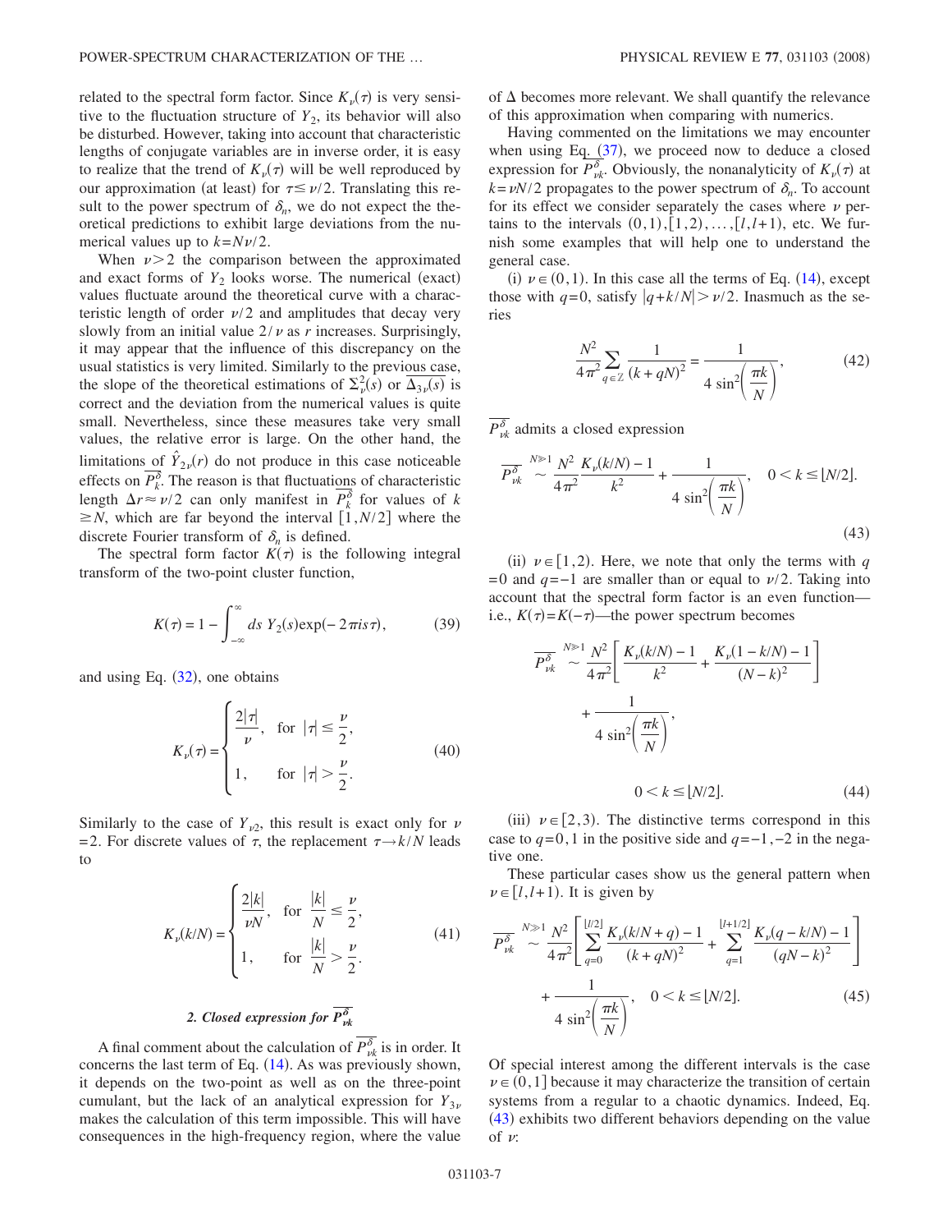related to the spectral form factor. Since $K_\nu(\tau)$ is very sensitive to the fluctuation structure of $Y_2$, its behavior will also be disturbed. However, taking into account that characteristic lengths of conjugate variables are in inverse order, it is easy to realize that the trend of $K_\nu(\tau)$ will be well reproduced by our approximation (at least) for $\tau \leq \nu/2$. Translating this result to the power spectrum of $\delta_n$, we do not expect the theoretical predictions to exhibit large deviations from the numerical values up to $k = N\nu/2$.

When $\nu > 2$ the comparison between the approximated and exact forms of $Y_2$ looks worse. The numerical (exact) values fluctuate around the theoretical curve with a characteristic length of order $\nu/2$ and amplitudes that decay very slowly from an initial value $2/\nu$ as $r$ increases. Surprisingly, it may appear that the influence of this discrepancy on the usual statistics is very limited. Similarly to the previous case, the slope of the theoretical estimations of $\Sigma_\nu^2(s)$ or $\overline{\Delta_{3\nu}(s)}$ is correct and the deviation from the numerical values is quite small. Nevertheless, since these measures take very small values, the relative error is large. On the other hand, the limitations of $\hat{Y}_{2\nu}(r)$ do not produce in this case noticeable effects on $\overline{P_k^\delta}$. The reason is that fluctuations of characteristic length $\Delta r \approx \nu/2$ can only manifest in $\overline{P_k^\delta}$ for values of $k \geq N$, which are far beyond the interval $[1, N/2]$ where the discrete Fourier transform of $\delta_n$ is defined.

The spectral form factor $K(\tau)$ is the following integral transform of the two-point cluster function,

$$K(\tau) = 1 - \int_{-\infty}^{\infty} ds\, Y_2(s) \exp(-2\pi i s \tau), \tag{39}$$

and using Eq. (32), one obtains

$$K_\nu(\tau) = \begin{cases} \dfrac{2|\tau|}{\nu}, & \text{for } |\tau| \leq \dfrac{\nu}{2}, \\ 1, & \text{for } |\tau| > \dfrac{\nu}{2}. \end{cases} \tag{40}$$

Similarly to the case of $Y_{\nu 2}$, this result is exact only for $\nu = 2$. For discrete values of $\tau$, the replacement $\tau \to k/N$ leads to

$$K_\nu(k/N) = \begin{cases} \dfrac{2|k|}{\nu N}, & \text{for } \dfrac{|k|}{N} \leq \dfrac{\nu}{2}, \\ 1, & \text{for } \dfrac{|k|}{N} > \dfrac{\nu}{2}. \end{cases} \tag{41}$$

### 2. Closed expression for $\overline{P_{\nu k}^\delta}$

A final comment about the calculation of $\overline{P_{\nu k}^\delta}$ is in order. It concerns the last term of Eq. (14). As was previously shown, it depends on the two-point as well as on the three-point cumulant, but the lack of an analytical expression for $Y_{3\nu}$ makes the calculation of this term impossible. This will have consequences in the high-frequency region, where the value of $\Delta$ becomes more relevant. We shall quantify the relevance of this approximation when comparing with numerics.

Having commented on the limitations we may encounter when using Eq. (37), we proceed now to deduce a closed expression for $\overline{P_{\nu k}^\delta}$. Obviously, the nonanalyticity of $K_\nu(\tau)$ at $k = \nu N/2$ propagates to the power spectrum of $\delta_n$. To account for its effect we consider separately the cases where $\nu$ pertains to the intervals $(0,1), [1,2), \ldots, [l, l+1)$, etc. We furnish some examples that will help one to understand the general case.

(i) $\nu \in (0,1)$. In this case all the terms of Eq. (14), except those with $q=0$, satisfy $|q + k/N| > \nu/2$. Inasmuch as the series

$$\frac{N^2}{4\pi^2} \sum_{q \in \mathbb{Z}} \frac{1}{(k+qN)^2} = \frac{1}{4\sin^2\left(\dfrac{\pi k}{N}\right)}, \tag{42}$$

$\overline{P_{\nu k}^\delta}$ admits a closed expression

$$\overline{P_{\nu k}^\delta} \overset{N \gg 1}{\sim} \frac{N^2}{4\pi^2} \frac{K_\nu(k/N) - 1}{k^2} + \frac{1}{4\sin^2\left(\dfrac{\pi k}{N}\right)}, \quad 0 < k \leq \lfloor N/2 \rfloor. \tag{43}$$

(ii) $\nu \in [1,2)$. Here, we note that only the terms with $q=0$ and $q=-1$ are smaller than or equal to $\nu/2$. Taking into account that the spectral form factor is an even function—i.e., $K(\tau) = K(-\tau)$—the power spectrum becomes

$$\overline{P_{\nu k}^\delta} \overset{N \gg 1}{\sim} \frac{N^2}{4\pi^2}\left[\frac{K_\nu(k/N) - 1}{k^2} + \frac{K_\nu(1 - k/N) - 1}{(N-k)^2}\right] + \frac{1}{4\sin^2\left(\dfrac{\pi k}{N}\right)},$$

$$0 < k \leq \lfloor N/2 \rfloor. \tag{44}$$

(iii) $\nu \in [2,3)$. The distinctive terms correspond in this case to $q = 0, 1$ in the positive side and $q = -1, -2$ in the negative one.

These particular cases show us the general pattern when $\nu \in [l, l+1)$. It is given by

$$\overline{P_{\nu k}^\delta} \overset{N \gg 1}{\sim} \frac{N^2}{4\pi^2}\left[\sum_{q=0}^{\lfloor l/2 \rfloor} \frac{K_\nu(k/N + q) - 1}{(k+qN)^2} + \sum_{q=1}^{\lfloor l+1/2 \rfloor} \frac{K_\nu(q - k/N) - 1}{(qN-k)^2}\right] + \frac{1}{4\sin^2\left(\dfrac{\pi k}{N}\right)}, \quad 0 < k \leq \lfloor N/2 \rfloor. \tag{45}$$

Of special interest among the different intervals is the case $\nu \in (0,1]$ because it may characterize the transition of certain systems from a regular to a chaotic dynamics. Indeed, Eq. (43) exhibits two different behaviors depending on the value of $\nu$: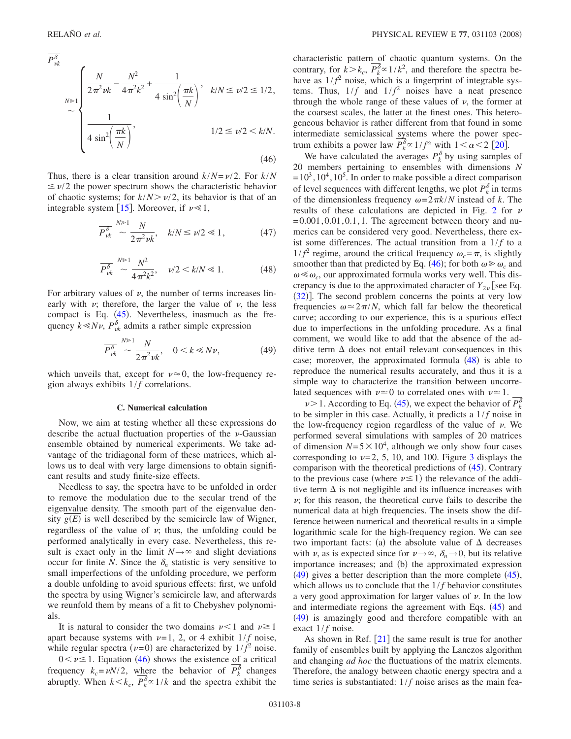$$
\overline{P_{\nu k}^{\delta}} \overset{N\gg 1}{\sim} \begin{cases} \dfrac{N}{2\pi^2 \nu k} - \dfrac{N^2}{4\pi^2 k^2} + \dfrac{1}{4\sin^2\left(\dfrac{\pi k}{N}\right)}, & k/N \leq \nu/2 \leq 1/2, \\ \dfrac{1}{4\sin^2\left(\dfrac{\pi k}{N}\right)}, & 1/2 \leq \nu/2 < k/N. \end{cases} \tag{46}
$$

Thus, there is a clear transition around $k/N=\nu/2$. For $k/N \leq \nu/2$ the power spectrum shows the characteristic behavior of chaotic systems; for $k/N > \nu/2$, its behavior is that of an integrable system [15]. Moreover, if $\nu \ll 1$,

$$
\overline{P_{\nu k}^{\delta}} \overset{N\gg 1}{\sim} \frac{N}{2\pi^2 \nu k}, \quad k/N \leq \nu/2 \ll 1, \tag{47}
$$

$$
\overline{P_{\nu k}^{\delta}} \overset{N\gg 1}{\sim} \frac{N^2}{4\pi^2 k^2}, \quad \nu/2 < k/N \ll 1. \tag{48}
$$

For arbitrary values of $\nu$, the number of terms increases linearly with $\nu$; therefore, the larger the value of $\nu$, the less compact is Eq. (45). Nevertheless, inasmuch as the frequency $k \ll N\nu$, $\overline{P_{\nu k}^{\delta}}$ admits a rather simple expression

$$
\overline{P_{\nu k}^{\delta}} \overset{N\gg 1}{\sim} \frac{N}{2\pi^2 \nu k}, \quad 0 < k \ll N\nu, \tag{49}
$$

which unveils that, except for $\nu \approx 0$, the low-frequency region always exhibits $1/f$ correlations.

### C. Numerical calculation

Now, we aim at testing whether all these expressions do describe the actual fluctuation properties of the $\nu$-Gaussian ensemble obtained by numerical experiments. We take advantage of the tridiagonal form of these matrices, which allows us to deal with very large dimensions to obtain significant results and study finite-size effects.

Needless to say, the spectra have to be unfolded in order to remove the modulation due to the secular trend of the eigenvalue density. The smooth part of the eigenvalue density $\overline{g(E)}$ is well described by the semicircle law of Wigner, regardless of the value of $\nu$; thus, the unfolding could be performed analytically in every case. Nevertheless, this result is exact only in the limit $N\to\infty$ and slight deviations occur for finite $N$. Since the $\delta_n$ statistic is very sensitive to small imperfections of the unfolding procedure, we perform a double unfolding to avoid spurious effects: first, we unfold the spectra by using Wigner's semicircle law, and afterwards we reunfold them by means of a fit to Chebyshev polynomials.

It is natural to consider the two domains $\nu<1$ and $\nu\geq 1$ apart because systems with $\nu=1$, 2, or 4 exhibit $1/f$ noise, while regular spectra ($\nu=0$) are characterized by $1/f^2$ noise.

$0<\nu\leq 1$. Equation (46) shows the existence of a critical frequency $k_c=\nu N/2$, where the behavior of $\overline{P_k^{\delta}}$ changes abruptly. When $k<k_c$, $\overline{P_k^{\delta}} \propto 1/k$ and the spectra exhibit the characteristic pattern of chaotic quantum systems. On the contrary, for $k>k_c$, $\overline{P_k^{\delta}} \propto 1/k^2$, and therefore the spectra behave as $1/f^2$ noise, which is a fingerprint of integrable systems. Thus, $1/f$ and $1/f^2$ noises have a neat presence through the whole range of these values of $\nu$, the former at the coarsest scales, the latter at the finest ones. This heterogeneous behavior is rather different from that found in some intermediate semiclassical systems where the power spectrum exhibits a power law $\overline{P_k^{\delta}} \propto 1/f^{\alpha}$ with $1<\alpha<2$ [20].

We have calculated the averages $\overline{P_k^{\delta}}$ by using samples of 20 members pertaining to ensembles with dimensions $N=10^3, 10^4, 10^5$. In order to make possible a direct comparison of level sequences with different lengths, we plot $\overline{P_k^{\delta}}$ in terms of the dimensionless frequency $\omega=2\pi k/N$ instead of $k$. The results of these calculations are depicted in Fig. 2 for $\nu=0.001, 0.01, 0.1, 1$. The agreement between theory and numerics can be considered very good. Nevertheless, there exist some differences. The actual transition from a $1/f$ to a $1/f^2$ regime, around the critical frequency $\omega_c=\pi$, is slightly smoother than that predicted by Eq. (46); for both $\omega \gg \omega_c$ and $\omega \ll \omega_c$, our approximated formula works very well. This discrepancy is due to the approximated character of $Y_{2\nu}$ [see Eq. (32)]. The second problem concerns the points at very low frequencies $\omega \simeq 2\pi/N$, which fall far below the theoretical curve; according to our experience, this is a spurious effect due to imperfections in the unfolding procedure. As a final comment, we would like to add that the absence of the additive term $\Delta$ does not entail relevant consequences in this case; moreover, the approximated formula (48) is able to reproduce the numerical results accurately, and thus it is a simple way to characterize the transition between uncorrelated sequences with $\nu \simeq 0$ to correlated ones with $\nu \simeq 1$.

$\nu>1$. According to Eq. (45), we expect the behavior of $\overline{P_k^{\delta}}$ to be simpler in this case. Actually, it predicts a $1/f$ noise in the low-frequency region regardless of the value of $\nu$. We performed several simulations with samples of 20 matrices of dimension $N=5\times 10^4$, although we only show four cases corresponding to $\nu=2$, 5, 10, and 100. Figure 3 displays the comparison with the theoretical predictions of (45). Contrary to the previous case (where $\nu \leq 1$) the relevance of the additive term $\Delta$ is not negligible and its influence increases with $\nu$; for this reason, the theoretical curve fails to describe the numerical data at high frequencies. The insets show the difference between numerical and theoretical results in a simple logarithmic scale for the high-frequency region. We can see two important facts: (a) the absolute value of $\Delta$ decreases with $\nu$, as is expected since for $\nu\to\infty$, $\delta_n \to 0$, but its relative importance increases; and (b) the approximated expression (49) gives a better description than the more complete (45), which allows us to conclude that the $1/f$ behavior constitutes a very good approximation for larger values of $\nu$. In the low and intermediate regions the agreement with Eqs. (45) and (49) is amazingly good and therefore compatible with an exact $1/f$ noise.

As shown in Ref. [21] the same result is true for another family of ensembles built by applying the Lanczos algorithm and changing *ad hoc* the fluctuations of the matrix elements. Therefore, the analogy between chaotic energy spectra and a time series is substantiated: $1/f$ noise arises as the main fea-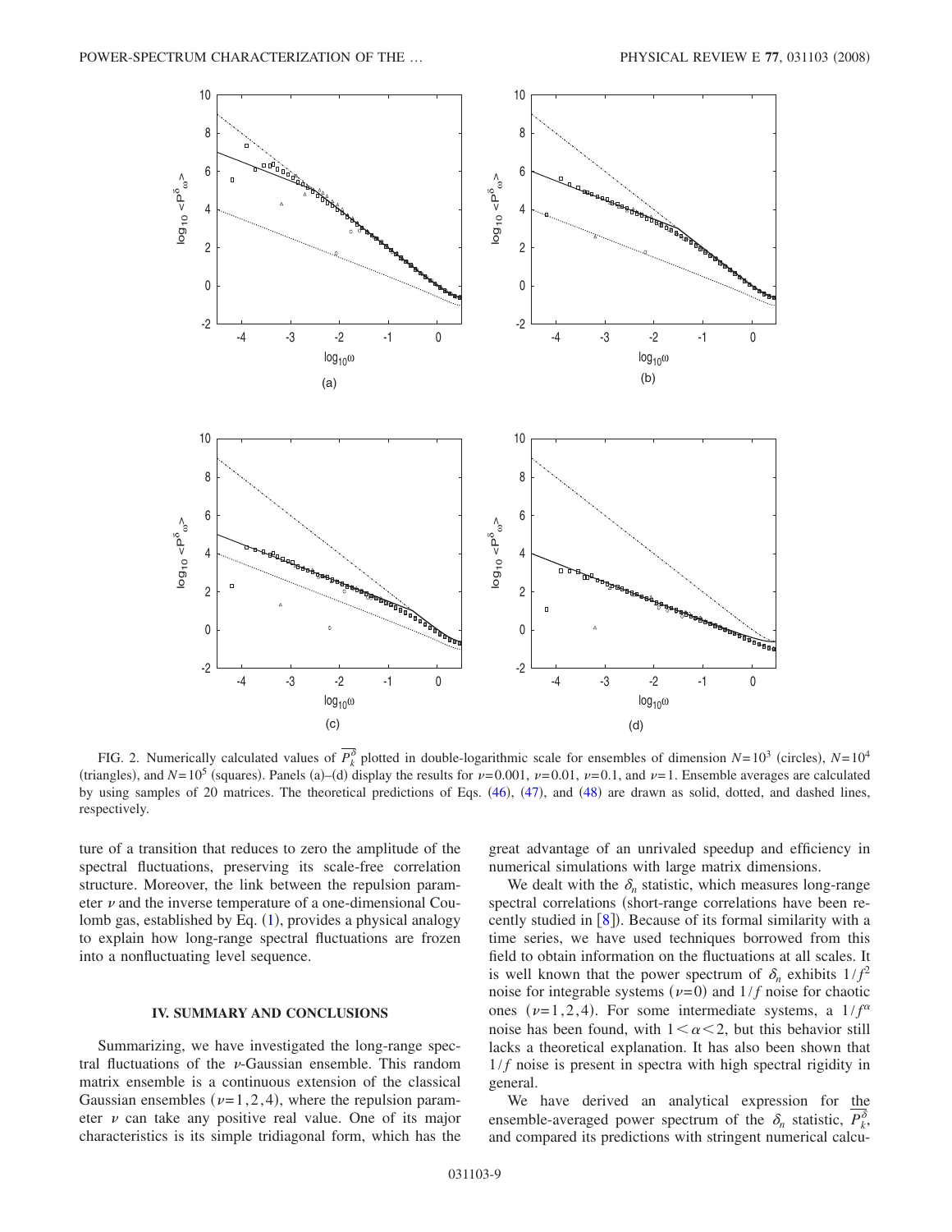FIG. 2. Numerically calculated values of $\overline{P_k^{\delta}}$ plotted in double-logarithmic scale for ensembles of dimension $N=10^3$ (circles), $N=10^4$ (triangles), and $N=10^5$ (squares). Panels (a)–(d) display the results for $\nu=0.001$, $\nu=0.01$, $\nu=0.1$, and $\nu=1$. Ensemble averages are calculated by using samples of 20 matrices. The theoretical predictions of Eqs. (46), (47), and (48) are drawn as solid, dotted, and dashed lines, respectively.

ture of a transition that reduces to zero the amplitude of the spectral fluctuations, preserving its scale-free correlation structure. Moreover, the link between the repulsion parameter $\nu$ and the inverse temperature of a one-dimensional Coulomb gas, established by Eq. (1), provides a physical analogy to explain how long-range spectral fluctuations are frozen into a nonfluctuating level sequence.

## IV. SUMMARY AND CONCLUSIONS

Summarizing, we have investigated the long-range spectral fluctuations of the $\nu$-Gaussian ensemble. This random matrix ensemble is a continuous extension of the classical Gaussian ensembles ($\nu=1,2,4$), where the repulsion parameter $\nu$ can take any positive real value. One of its major characteristics is its simple tridiagonal form, which has the great advantage of an unrivaled speedup and efficiency in numerical simulations with large matrix dimensions.

We dealt with the $\delta_n$ statistic, which measures long-range spectral correlations (short-range correlations have been recently studied in [8]). Because of its formal similarity with a time series, we have used techniques borrowed from this field to obtain information on the fluctuations at all scales. It is well known that the power spectrum of $\delta_n$ exhibits $1/f^2$ noise for integrable systems ($\nu=0$) and $1/f$ noise for chaotic ones ($\nu=1,2,4$). For some intermediate systems, a $1/f^{\alpha}$ noise has been found, with $1<\alpha<2$, but this behavior still lacks a theoretical explanation. It has also been shown that $1/f$ noise is present in spectra with high spectral rigidity in general.

We have derived an analytical expression for the ensemble-averaged power spectrum of the $\delta_n$ statistic, $\overline{P_k^{\delta}}$, and compared its predictions with stringent numerical calcu-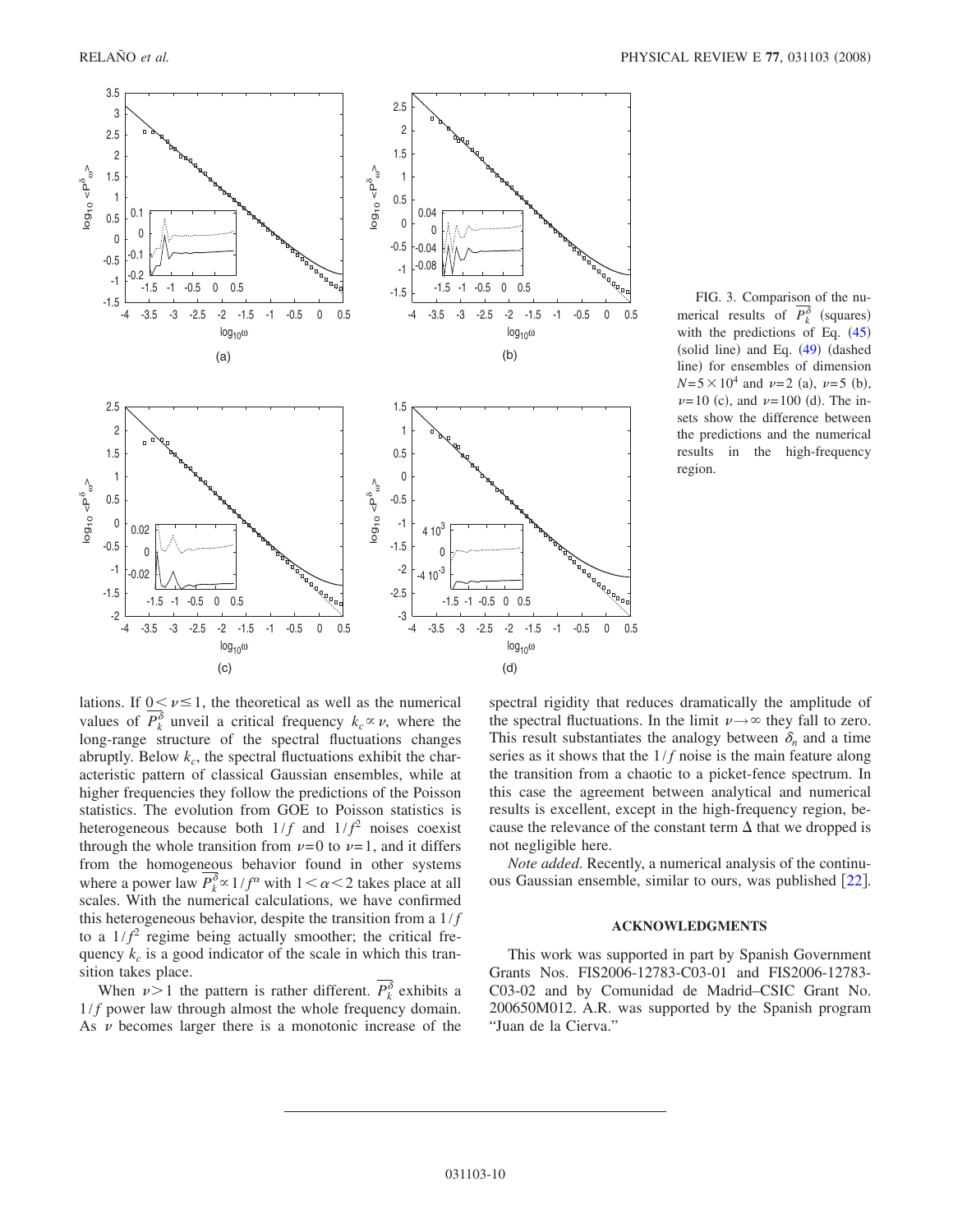FIG. 3. Comparison of the numerical results of $\overline{P_k^\delta}$ (squares) with the predictions of Eq. (45) (solid line) and Eq. (49) (dashed line) for ensembles of dimension $N=5\times 10^4$ and $\nu=2$ (a), $\nu=5$ (b), $\nu=10$ (c), and $\nu=100$ (d). The insets show the difference between the predictions and the numerical results in the high-frequency region.

lations. If $0<\nu\leq 1$, the theoretical as well as the numerical values of $\overline{P_k^\delta}$ unveil a critical frequency $k_c \propto \nu$, where the long-range structure of the spectral fluctuations changes abruptly. Below $k_c$, the spectral fluctuations exhibit the characteristic pattern of classical Gaussian ensembles, while at higher frequencies they follow the predictions of the Poisson statistics. The evolution from GOE to Poisson statistics is heterogeneous because both $1/f$ and $1/f^2$ noises coexist through the whole transition from $\nu=0$ to $\nu=1$, and it differs from the homogeneous behavior found in other systems where a power law $\overline{P_k^\delta} \propto 1/f^\alpha$ with $1<\alpha<2$ takes place at all scales. With the numerical calculations, we have confirmed this heterogeneous behavior, despite the transition from a $1/f$ to a $1/f^2$ regime being actually smoother; the critical frequency $k_c$ is a good indicator of the scale in which this transition takes place.

When $\nu>1$ the pattern is rather different. $\overline{P_k^\delta}$ exhibits a $1/f$ power law through almost the whole frequency domain. As $\nu$ becomes larger there is a monotonic increase of the spectral rigidity that reduces dramatically the amplitude of the spectral fluctuations. In the limit $\nu\to\infty$ they fall to zero. This result substantiates the analogy between $\delta_n$ and a time series as it shows that the $1/f$ noise is the main feature along the transition from a chaotic to a picket-fence spectrum. In this case the agreement between analytical and numerical results is excellent, except in the high-frequency region, because the relevance of the constant term $\Delta$ that we dropped is not negligible here.

*Note added*. Recently, a numerical analysis of the continuous Gaussian ensemble, similar to ours, was published [22].

## ACKNOWLEDGMENTS

This work was supported in part by Spanish Government Grants Nos. FIS2006-12783-C03-01 and FIS2006-12783-C03-02 and by Comunidad de Madrid–CSIC Grant No. 200650M012. A.R. was supported by the Spanish program "Juan de la Cierva."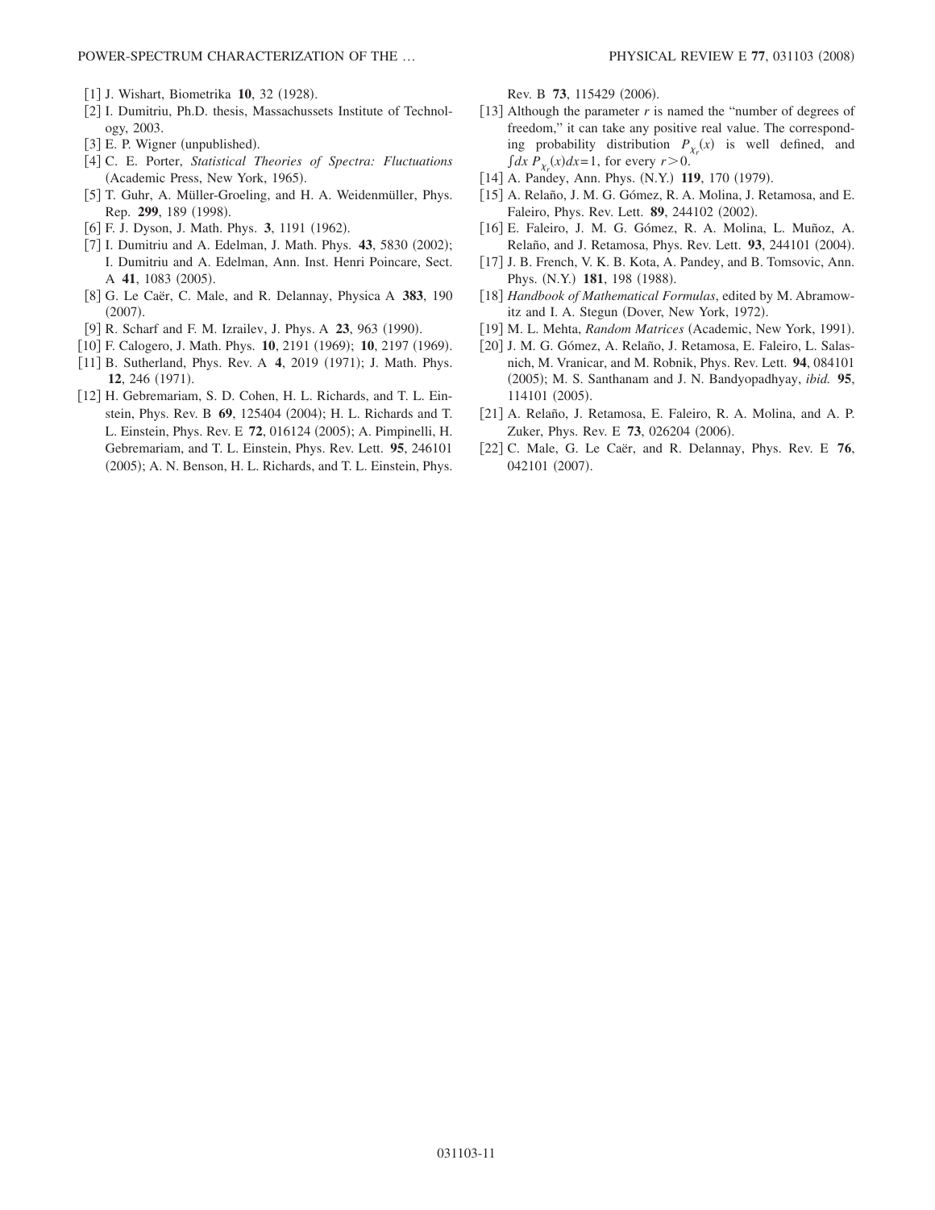[1] J. Wishart, Biometrika **10**, 32 (1928).

[2] I. Dumitriu, Ph.D. thesis, Massachussets Institute of Technology, 2003.

[3] E. P. Wigner (unpublished).

[4] C. E. Porter, *Statistical Theories of Spectra: Fluctuations* (Academic Press, New York, 1965).

[5] T. Guhr, A. Müller-Groeling, and H. A. Weidenmüller, Phys. Rep. **299**, 189 (1998).

[6] F. J. Dyson, J. Math. Phys. **3**, 1191 (1962).

[7] I. Dumitriu and A. Edelman, J. Math. Phys. **43**, 5830 (2002); I. Dumitriu and A. Edelman, Ann. Inst. Henri Poincare, Sect. A **41**, 1083 (2005).

[8] G. Le Caër, C. Male, and R. Delannay, Physica A **383**, 190 (2007).

[9] R. Scharf and F. M. Izrailev, J. Phys. A **23**, 963 (1990).

[10] F. Calogero, J. Math. Phys. **10**, 2191 (1969); **10**, 2197 (1969).

[11] B. Sutherland, Phys. Rev. A **4**, 2019 (1971); J. Math. Phys. **12**, 246 (1971).

[12] H. Gebremariam, S. D. Cohen, H. L. Richards, and T. L. Einstein, Phys. Rev. B **69**, 125404 (2004); H. L. Richards and T. L. Einstein, Phys. Rev. E **72**, 016124 (2005); A. Pimpinelli, H. Gebremariam, and T. L. Einstein, Phys. Rev. Lett. **95**, 246101 (2005); A. N. Benson, H. L. Richards, and T. L. Einstein, Phys. Rev. B **73**, 115429 (2006).

[13] Although the parameter $r$ is named the "number of degrees of freedom," it can take any positive real value. The corresponding probability distribution $P_{\chi_r}(x)$ is well defined, and $\int dx\, P_{\chi_r}(x)dx=1$, for every $r>0$.

[14] A. Pandey, Ann. Phys. (N.Y.) **119**, 170 (1979).

[15] A. Relaño, J. M. G. Gómez, R. A. Molina, J. Retamosa, and E. Faleiro, Phys. Rev. Lett. **89**, 244102 (2002).

[16] E. Faleiro, J. M. G. Gómez, R. A. Molina, L. Muñoz, A. Relaño, and J. Retamosa, Phys. Rev. Lett. **93**, 244101 (2004).

[17] J. B. French, V. K. B. Kota, A. Pandey, and B. Tomsovic, Ann. Phys. (N.Y.) **181**, 198 (1988).

[18] *Handbook of Mathematical Formulas*, edited by M. Abramowitz and I. A. Stegun (Dover, New York, 1972).

[19] M. L. Mehta, *Random Matrices* (Academic, New York, 1991).

[20] J. M. G. Gómez, A. Relaño, J. Retamosa, E. Faleiro, L. Salasnich, M. Vranicar, and M. Robnik, Phys. Rev. Lett. **94**, 084101 (2005); M. S. Santhanam and J. N. Bandyopadhyay, *ibid.* **95**, 114101 (2005).

[21] A. Relaño, J. Retamosa, E. Faleiro, R. A. Molina, and A. P. Zuker, Phys. Rev. E **73**, 026204 (2006).

[22] C. Male, G. Le Caër, and R. Delannay, Phys. Rev. E **76**, 042101 (2007).